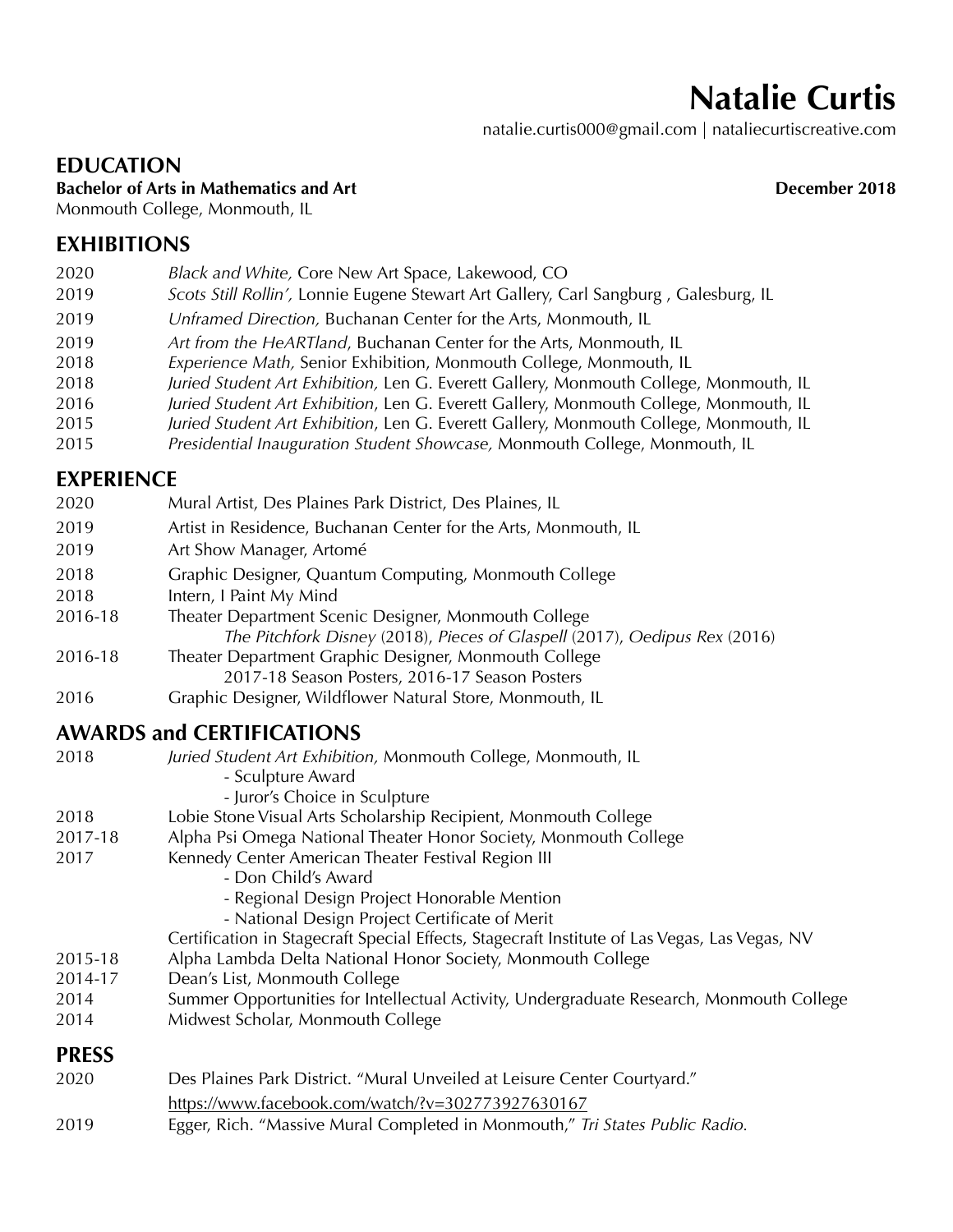# Natalie Curtis

natalie.curtis000@gmail.com | nataliecurtiscreative.com

## EDUCATION

**Bachelor of Arts in Mathematics and Art** **December 2018**
Monmouth College, Monmouth, IL

## EXHIBITIONS

2020 *Black and White,* Core New Art Space, Lakewood, CO
2019 *Scots Still Rollin',* Lonnie Eugene Stewart Art Gallery, Carl Sangburg , Galesburg, IL
2019 *Unframed Direction,* Buchanan Center for the Arts, Monmouth, IL
2019 *Art from the HeARTland*, Buchanan Center for the Arts, Monmouth, IL
2018 *Experience Math,* Senior Exhibition, Monmouth College, Monmouth, IL
2018 *Juried Student Art Exhibition,* Len G. Everett Gallery, Monmouth College, Monmouth, IL
2016 *Juried Student Art Exhibition*, Len G. Everett Gallery, Monmouth College, Monmouth, IL
2015 *Juried Student Art Exhibition*, Len G. Everett Gallery, Monmouth College, Monmouth, IL
2015 *Presidential Inauguration Student Showcase,* Monmouth College, Monmouth, IL

## EXPERIENCE

2020 Mural Artist, Des Plaines Park District, Des Plaines, IL
2019 Artist in Residence, Buchanan Center for the Arts, Monmouth, IL
2019 Art Show Manager, Artomé
2018 Graphic Designer, Quantum Computing, Monmouth College
2018 Intern, I Paint My Mind
2016-18 Theater Department Scenic Designer, Monmouth College
*The Pitchfork Disney* (2018), *Pieces of Glaspell* (2017), *Oedipus Rex* (2016)
2016-18 Theater Department Graphic Designer, Monmouth College
2017-18 Season Posters, 2016-17 Season Posters
2016 Graphic Designer, Wildflower Natural Store, Monmouth, IL

## AWARDS and CERTIFICATIONS

2018 *Juried Student Art Exhibition,* Monmouth College, Monmouth, IL
- Sculpture Award
- Juror's Choice in Sculpture

2018 Lobie Stone Visual Arts Scholarship Recipient, Monmouth College
2017-18 Alpha Psi Omega National Theater Honor Society, Monmouth College
2017 Kennedy Center American Theater Festival Region III
- Don Child's Award
- Regional Design Project Honorable Mention
- National Design Project Certificate of Merit

Certification in Stagecraft Special Effects, Stagecraft Institute of Las Vegas, Las Vegas, NV
2015-18 Alpha Lambda Delta National Honor Society, Monmouth College
2014-17 Dean's List, Monmouth College
2014 Summer Opportunities for Intellectual Activity, Undergraduate Research, Monmouth College
2014 Midwest Scholar, Monmouth College

## PRESS

2020 Des Plaines Park District. "Mural Unveiled at Leisure Center Courtyard."
https://www.facebook.com/watch/?v=302773927630167
2019 Egger, Rich. "Massive Mural Completed in Monmouth," *Tri States Public Radio.*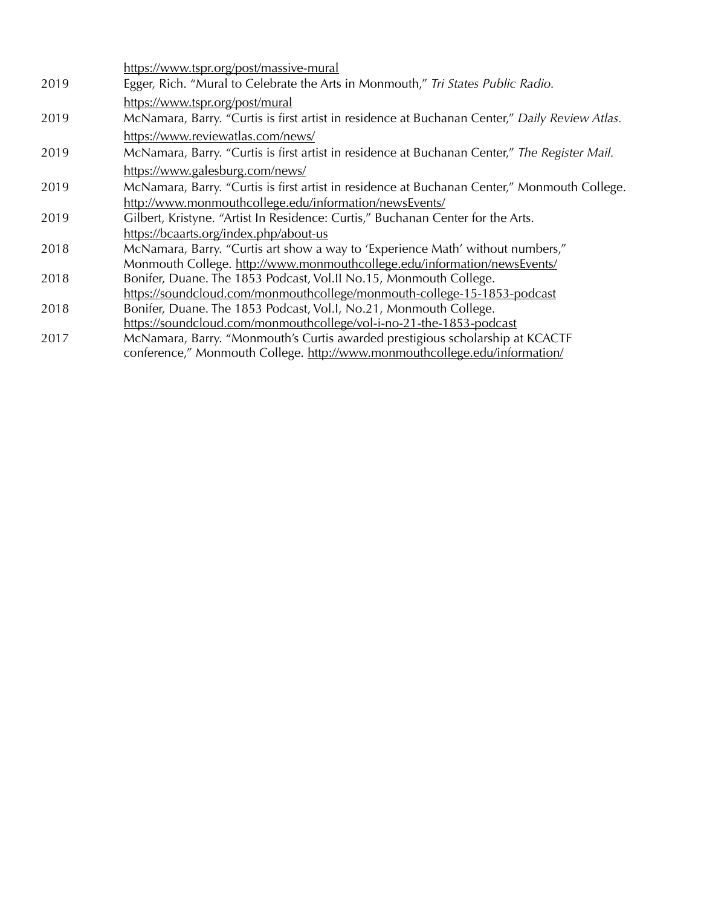https://www.tspr.org/post/massive-mural

2019 Egger, Rich. "Mural to Celebrate the Arts in Monmouth," *Tri States Public Radio.* https://www.tspr.org/post/mural

2019 McNamara, Barry. "Curtis is first artist in residence at Buchanan Center," *Daily Review Atlas*. https://www.reviewatlas.com/news/

2019 McNamara, Barry. "Curtis is first artist in residence at Buchanan Center," *The Register Mail.* https://www.galesburg.com/news/

2019 McNamara, Barry. "Curtis is first artist in residence at Buchanan Center," Monmouth College. http://www.monmouthcollege.edu/information/newsEvents/

2019 Gilbert, Kristyne. "Artist In Residence: Curtis," Buchanan Center for the Arts. https://bcaarts.org/index.php/about-us

2018 McNamara, Barry. "Curtis art show a way to 'Experience Math' without numbers," Monmouth College. http://www.monmouthcollege.edu/information/newsEvents/

2018 Bonifer, Duane. The 1853 Podcast, Vol.II No.15, Monmouth College. https://soundcloud.com/monmouthcollege/monmouth-college-15-1853-podcast

2018 Bonifer, Duane. The 1853 Podcast, Vol.I, No.21, Monmouth College. https://soundcloud.com/monmouthcollege/vol-i-no-21-the-1853-podcast

2017 McNamara, Barry. "Monmouth's Curtis awarded prestigious scholarship at KCACTF conference," Monmouth College. http://www.monmouthcollege.edu/information/